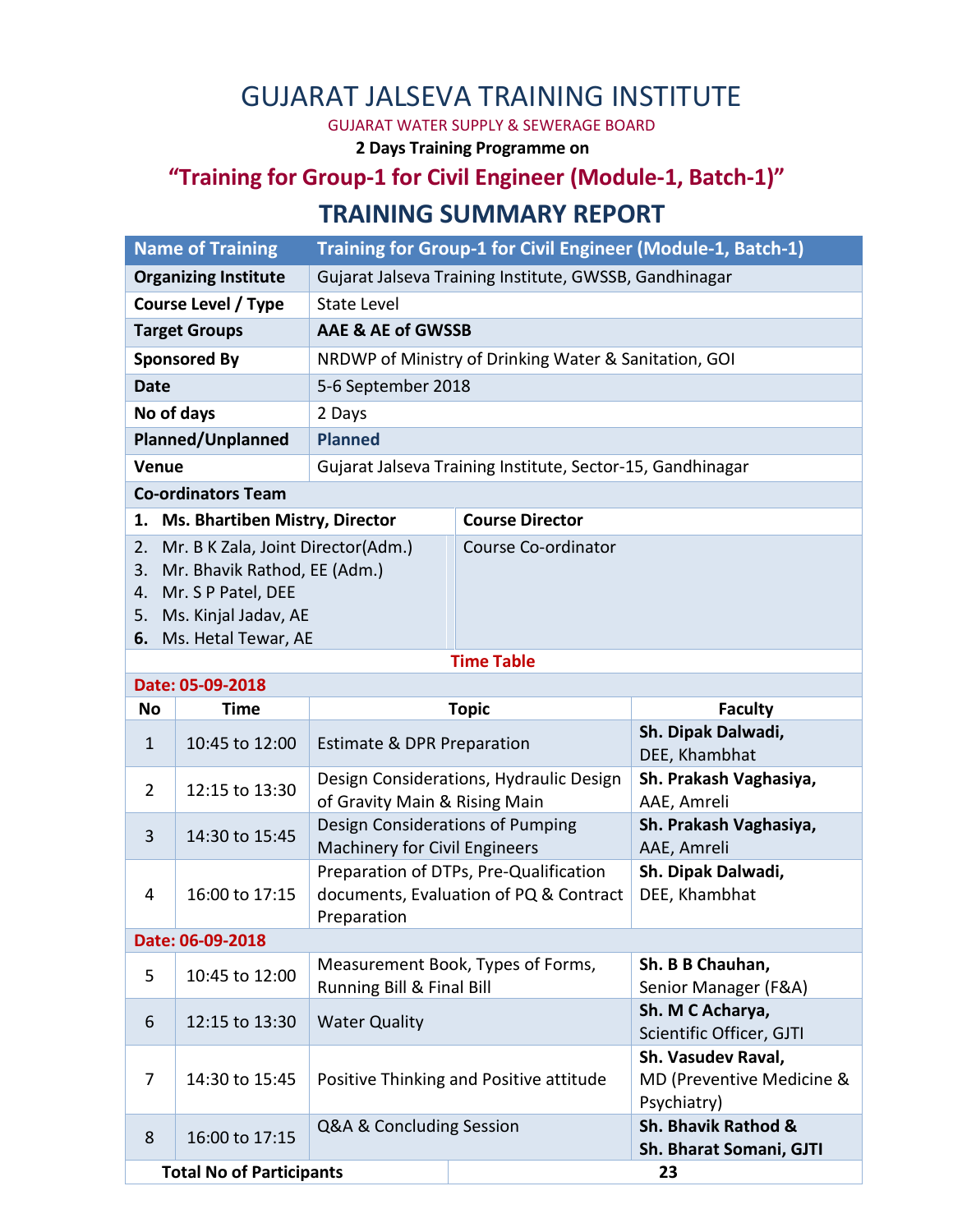# GUJARAT JALSEVA TRAINING INSTITUTE

GUJARAT WATER SUPPLY & SEWERAGE BOARD

**2 Days Training Programme on**

## "Training for Group-1 for Civil Engineer (Module-1, Batch-1)"

## TRAINING SUMMARY REPORT

| Name of Training | Training for Group-1 for Civil Engineer (Module-1, Batch-1) |
|---|---|
| **Organizing Institute** | Gujarat Jalseva Training Institute, GWSSB, Gandhinagar |
| **Course Level / Type** | State Level |
| **Target Groups** | **AAE & AE of GWSSB** |
| **Sponsored By** | NRDWP of Ministry of Drinking Water & Sanitation, GOI |
| **Date** | 5-6 September 2018 |
| **No of days** | 2 Days |
| **Planned/Unplanned** | **Planned** |
| **Venue** | Gujarat Jalseva Training Institute, Sector-15, Gandhinagar |

**Co-ordinators Team**

| Name | Role |
|---|---|
| 1. **Ms. Bhartiben Mistry, Director** | **Course Director** |
| 2. Mr. B K Zala, Joint Director(Adm.)<br>3. Mr. Bhavik Rathod, EE (Adm.)<br>4. Mr. S P Patel, DEE<br>5. Ms. Kinjal Jadav, AE<br>6. Ms. Hetal Tewar, AE | Course Co-ordinator |

**Time Table**

| No | Time | Topic | Faculty |
|---|---|---|---|
| **Date: 05-09-2018** | | | |
| 1 | 10:45 to 12:00 | Estimate & DPR Preparation | **Sh. Dipak Dalwadi,** DEE, Khambhat |
| 2 | 12:15 to 13:30 | Design Considerations, Hydraulic Design of Gravity Main & Rising Main | **Sh. Prakash Vaghasiya,** AAE, Amreli |
| 3 | 14:30 to 15:45 | Design Considerations of Pumping Machinery for Civil Engineers | **Sh. Prakash Vaghasiya,** AAE, Amreli |
| 4 | 16:00 to 17:15 | Preparation of DTPs, Pre-Qualification documents, Evaluation of PQ & Contract Preparation | **Sh. Dipak Dalwadi,** DEE, Khambhat |
| **Date: 06-09-2018** | | | |
| 5 | 10:45 to 12:00 | Measurement Book, Types of Forms, Running Bill & Final Bill | **Sh. B B Chauhan,** Senior Manager (F&A) |
| 6 | 12:15 to 13:30 | Water Quality | **Sh. M C Acharya,** Scientific Officer, GJTI |
| 7 | 14:30 to 15:45 | Positive Thinking and Positive attitude | **Sh. Vasudev Raval,** MD (Preventive Medicine & Psychiatry) |
| 8 | 16:00 to 17:15 | Q&A & Concluding Session | **Sh. Bhavik Rathod & Sh. Bharat Somani, GJTI** |

| **Total No of Participants** | **23** |
|---|---|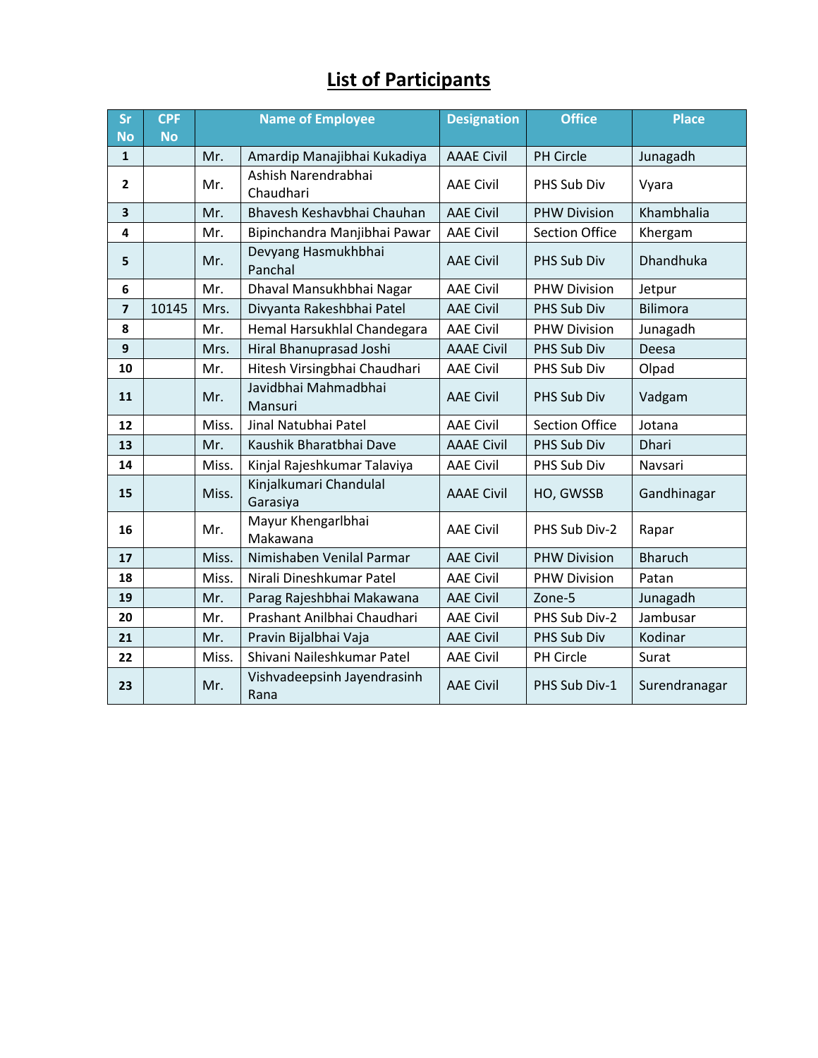# List of Participants

| Sr No | CPF No | Name of Employee | | Designation | Office | Place |
|---|---|---|---|---|---|---|
| 1 | | Mr. | Amardip Manajibhai Kukadiya | AAAE Civil | PH Circle | Junagadh |
| 2 | | Mr. | Ashish Narendrabhai Chaudhari | AAE Civil | PHS Sub Div | Vyara |
| 3 | | Mr. | Bhavesh Keshavbhai Chauhan | AAE Civil | PHW Division | Khambhalia |
| 4 | | Mr. | Bipinchandra Manjibhai Pawar | AAE Civil | Section Office | Khergam |
| 5 | | Mr. | Devyang Hasmukhbhai Panchal | AAE Civil | PHS Sub Div | Dhandhuka |
| 6 | | Mr. | Dhaval Mansukhbhai Nagar | AAE Civil | PHW Division | Jetpur |
| 7 | 10145 | Mrs. | Divyanta Rakeshbhai Patel | AAE Civil | PHS Sub Div | Bilimora |
| 8 | | Mr. | Hemal Harsukhlal Chandegara | AAE Civil | PHW Division | Junagadh |
| 9 | | Mrs. | Hiral Bhanuprasad Joshi | AAAE Civil | PHS Sub Div | Deesa |
| 10 | | Mr. | Hitesh Virsingbhai Chaudhari | AAE Civil | PHS Sub Div | Olpad |
| 11 | | Mr. | Javidbhai Mahmadbhai Mansuri | AAE Civil | PHS Sub Div | Vadgam |
| 12 | | Miss. | Jinal Natubhai Patel | AAE Civil | Section Office | Jotana |
| 13 | | Mr. | Kaushik Bharatbhai Dave | AAAE Civil | PHS Sub Div | Dhari |
| 14 | | Miss. | Kinjal Rajeshkumar Talaviya | AAE Civil | PHS Sub Div | Navsari |
| 15 | | Miss. | Kinjalkumari Chandulal Garasiya | AAAE Civil | HO, GWSSB | Gandhinagar |
| 16 | | Mr. | Mayur Khengarlbhai Makawana | AAE Civil | PHS Sub Div-2 | Rapar |
| 17 | | Miss. | Nimishaben Venilal Parmar | AAE Civil | PHW Division | Bharuch |
| 18 | | Miss. | Nirali Dineshkumar Patel | AAE Civil | PHW Division | Patan |
| 19 | | Mr. | Parag Rajeshbhai Makawana | AAE Civil | Zone-5 | Junagadh |
| 20 | | Mr. | Prashant Anilbhai Chaudhari | AAE Civil | PHS Sub Div-2 | Jambusar |
| 21 | | Mr. | Pravin Bijalbhai Vaja | AAE Civil | PHS Sub Div | Kodinar |
| 22 | | Miss. | Shivani Naileshkumar Patel | AAE Civil | PH Circle | Surat |
| 23 | | Mr. | Vishvadeepsinh Jayendrasinh Rana | AAE Civil | PHS Sub Div-1 | Surendranagar |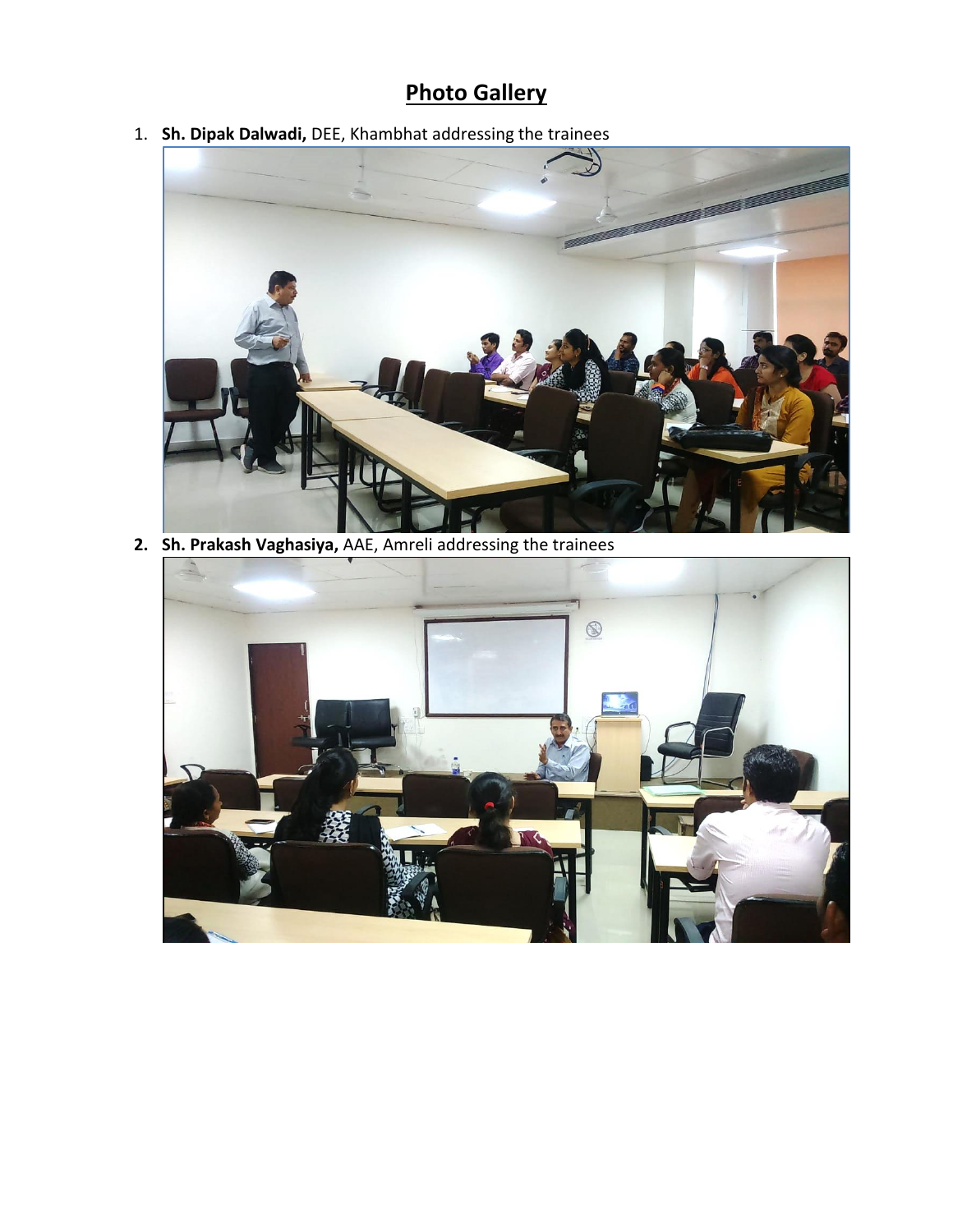# Photo Gallery

1. **Sh. Dipak Dalwadi,** DEE, Khambhat addressing the trainees

2. **Sh. Prakash Vaghasiya,** AAE, Amreli addressing the trainees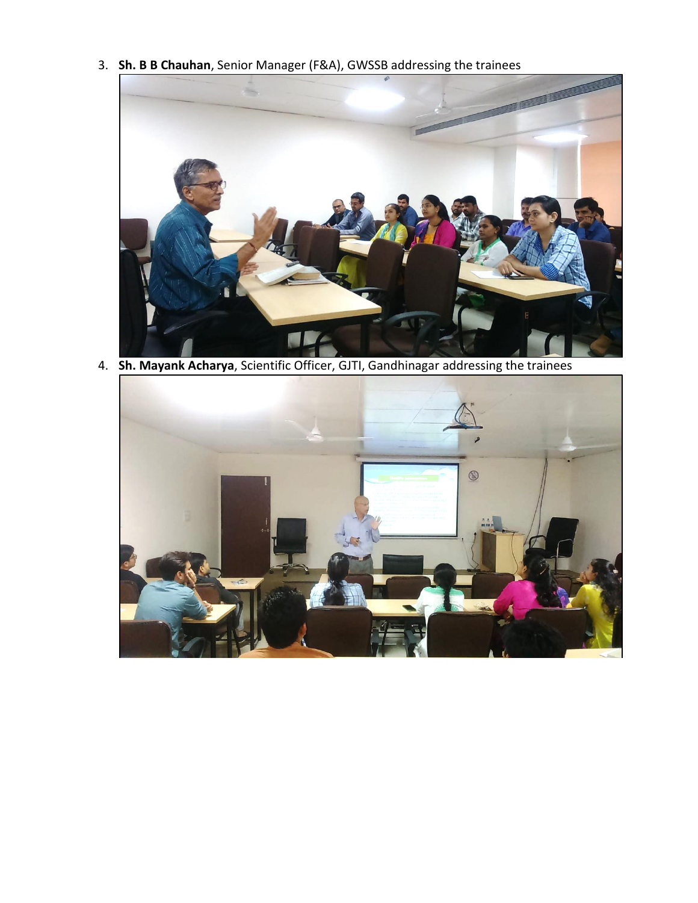3. **Sh. B B Chauhan**, Senior Manager (F&A), GWSSB addressing the trainees

4. **Sh. Mayank Acharya**, Scientific Officer, GJTI, Gandhinagar addressing the trainees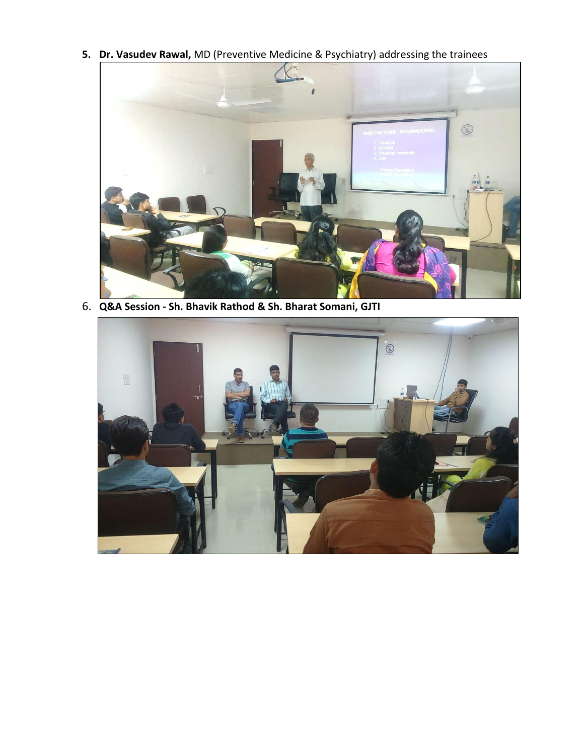5. **Dr. Vasudev Rawal,** MD (Preventive Medicine & Psychiatry) addressing the trainees

6. **Q&A Session - Sh. Bhavik Rathod & Sh. Bharat Somani, GJTI**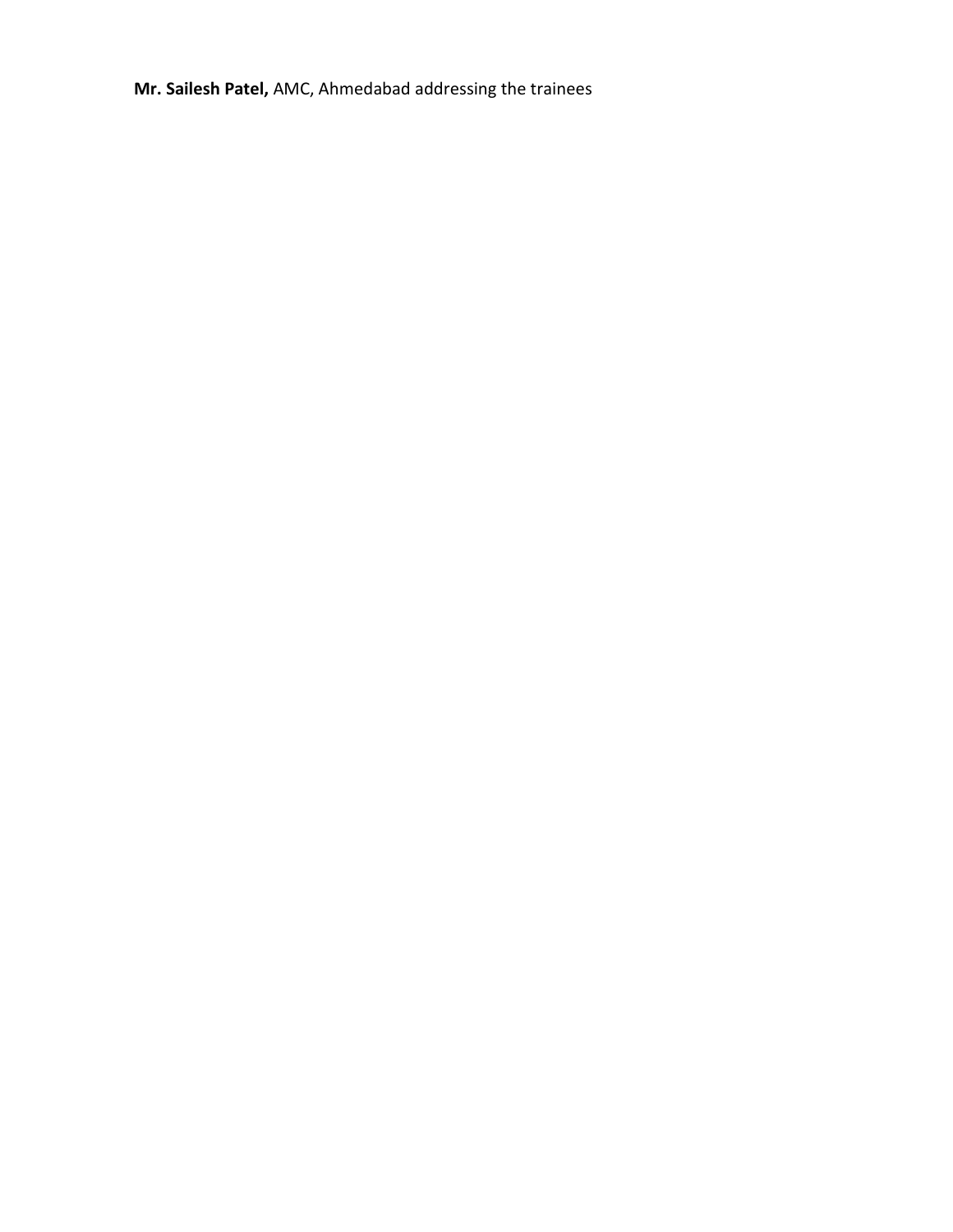**Mr. Sailesh Patel,** AMC, Ahmedabad addressing the trainees